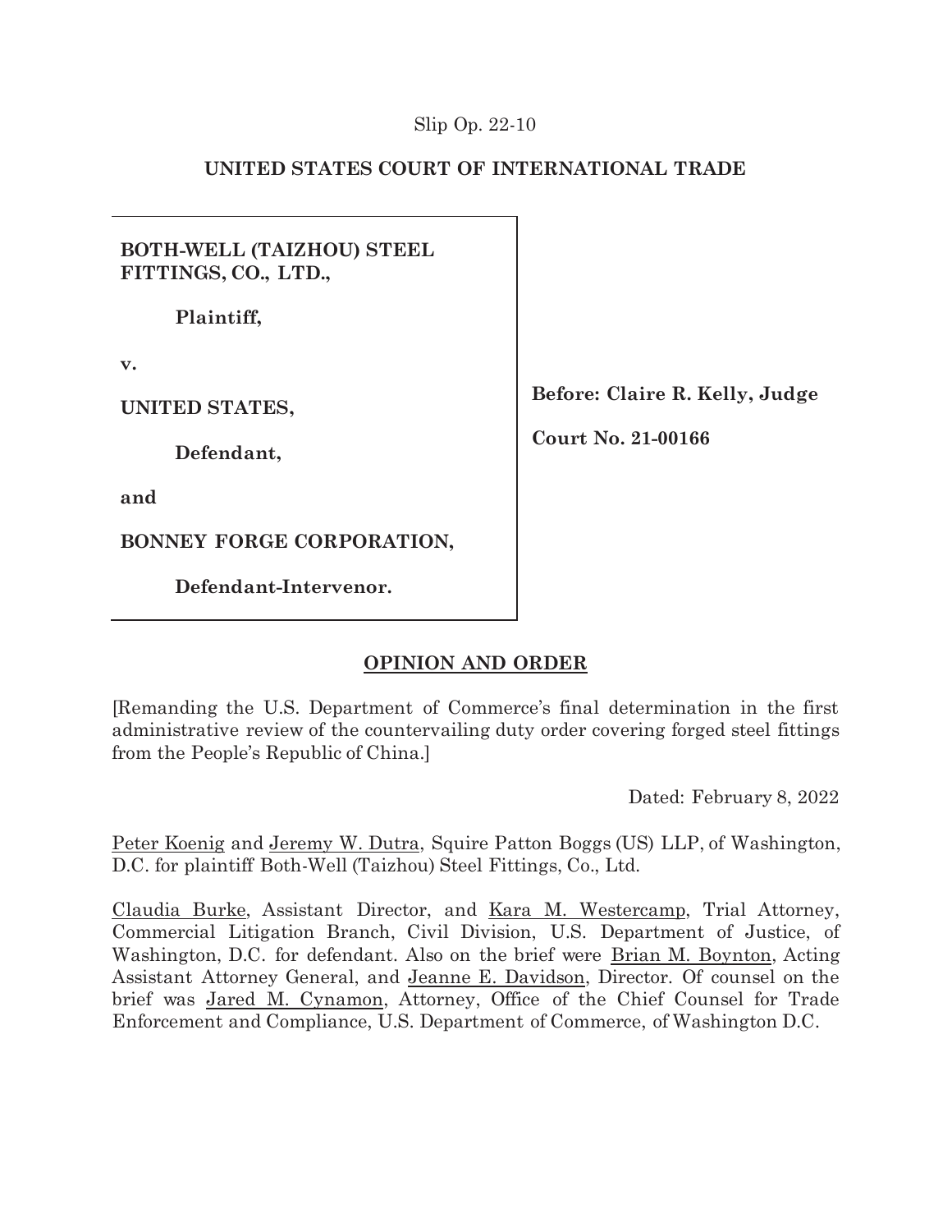Slip Op. 22-10

**UNITED STATES COURT OF INTERNATIONAL TRADE**

**BOTH-WELL (TAIZHOU) STEEL FITTINGS, CO., LTD.,**

**Plaintiff,**

**v.**

**UNITED STATES,**

**Defendant,**

**and**

**BONNEY FORGE CORPORATION,**

**Defendant-Intervenor.**

**Before: Claire R. Kelly, Judge**

**Court No. 21-00166**

**OPINION AND ORDER**

[Remanding the U.S. Department of Commerce's final determination in the first administrative review of the countervailing duty order covering forged steel fittings from the People's Republic of China.]

Dated: February 8, 2022

Peter Koenig and Jeremy W. Dutra, Squire Patton Boggs (US) LLP, of Washington, D.C. for plaintiff Both-Well (Taizhou) Steel Fittings, Co., Ltd.

Claudia Burke, Assistant Director, and Kara M. Westercamp, Trial Attorney, Commercial Litigation Branch, Civil Division, U.S. Department of Justice, of Washington, D.C. for defendant. Also on the brief were Brian M. Boynton, Acting Assistant Attorney General, and Jeanne E. Davidson, Director. Of counsel on the brief was Jared M. Cynamon, Attorney, Office of the Chief Counsel for Trade Enforcement and Compliance, U.S. Department of Commerce, of Washington D.C.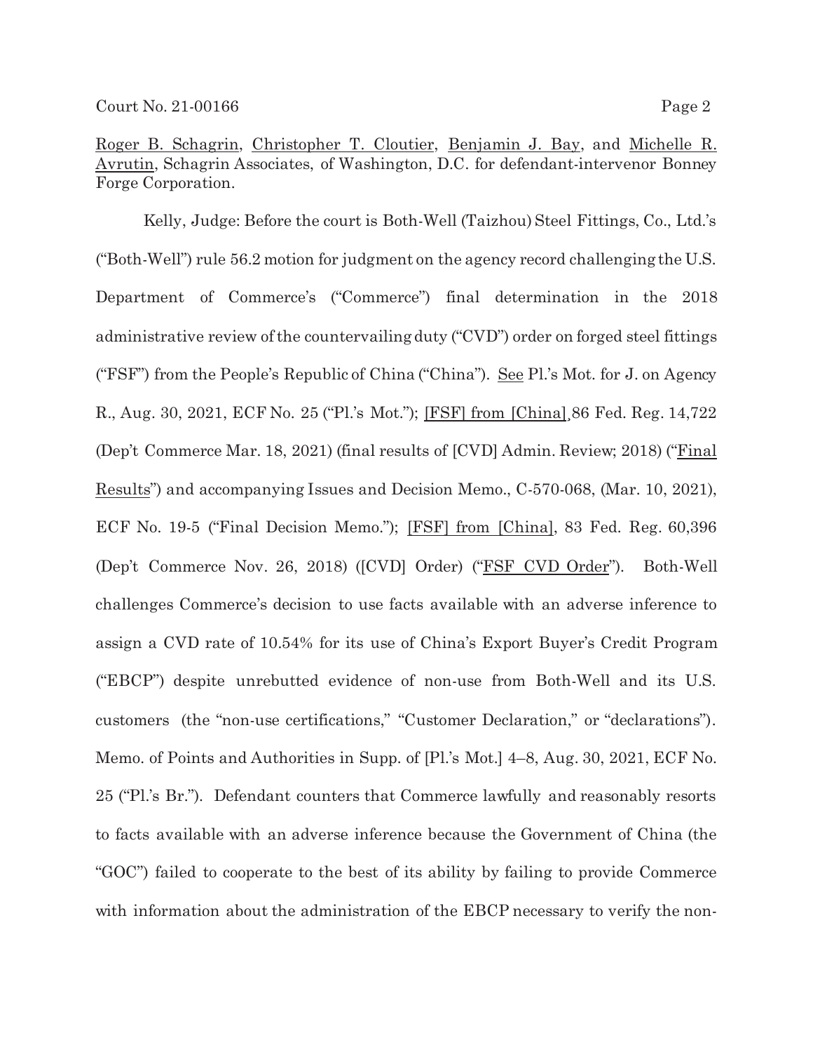Roger B. Schagrin, Christopher T. Cloutier, Benjamin J. Bay, and Michelle R. Avrutin, Schagrin Associates, of Washington, D.C. for defendant-intervenor Bonney Forge Corporation.

Kelly, Judge: Before the court is Both-Well (Taizhou) Steel Fittings, Co., Ltd.'s ("Both-Well") rule 56.2 motion for judgment on the agency record challenging the U.S. Department of Commerce's ("Commerce") final determination in the 2018 administrative review of the countervailing duty ("CVD") order on forged steel fittings ("FSF") from the People's Republic of China ("China"). See Pl.'s Mot. for J. on Agency R., Aug. 30, 2021, ECF No. 25 ("Pl.'s Mot."); [FSF] from [China], 86 Fed. Reg. 14,722 (Dep't Commerce Mar. 18, 2021) (final results of [CVD] Admin. Review; 2018) ("Final Results") and accompanying Issues and Decision Memo., C-570-068, (Mar. 10, 2021), ECF No. 19-5 ("Final Decision Memo."); [FSF] from [China], 83 Fed. Reg. 60,396 (Dep't Commerce Nov. 26, 2018) ([CVD] Order) ("FSF CVD Order"). Both-Well challenges Commerce's decision to use facts available with an adverse inference to assign a CVD rate of 10.54% for its use of China's Export Buyer's Credit Program ("EBCP") despite unrebutted evidence of non-use from Both-Well and its U.S. customers (the "non-use certifications," "Customer Declaration," or "declarations"). Memo. of Points and Authorities in Supp. of [Pl.'s Mot.] 4–8, Aug. 30, 2021, ECF No. 25 ("Pl.'s Br."). Defendant counters that Commerce lawfully and reasonably resorts to facts available with an adverse inference because the Government of China (the "GOC") failed to cooperate to the best of its ability by failing to provide Commerce with information about the administration of the EBCP necessary to verify the non-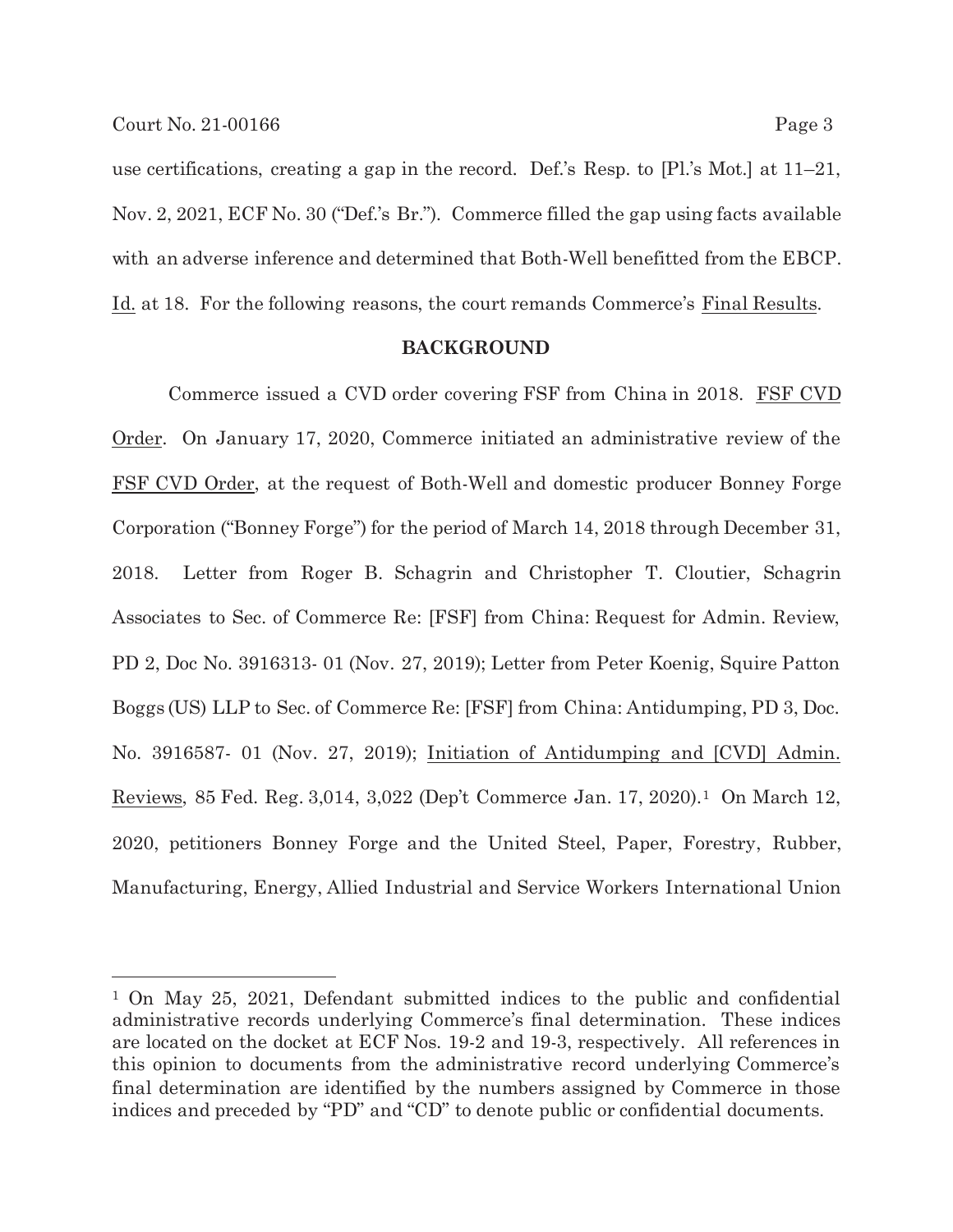use certifications, creating a gap in the record. Def.'s Resp. to [Pl.'s Mot.] at 11–21, Nov. 2, 2021, ECF No. 30 ("Def.'s Br."). Commerce filled the gap using facts available with an adverse inference and determined that Both-Well benefitted from the EBCP. Id. at 18. For the following reasons, the court remands Commerce's Final Results.

**BACKGROUND**

Commerce issued a CVD order covering FSF from China in 2018. FSF CVD Order. On January 17, 2020, Commerce initiated an administrative review of the FSF CVD Order, at the request of Both-Well and domestic producer Bonney Forge Corporation ("Bonney Forge") for the period of March 14, 2018 through December 31, 2018. Letter from Roger B. Schagrin and Christopher T. Cloutier, Schagrin Associates to Sec. of Commerce Re: [FSF] from China: Request for Admin. Review, PD 2, Doc No. 3916313- 01 (Nov. 27, 2019); Letter from Peter Koenig, Squire Patton Boggs (US) LLP to Sec. of Commerce Re: [FSF] from China: Antidumping, PD 3, Doc. No. 3916587- 01 (Nov. 27, 2019); Initiation of Antidumping and [CVD] Admin. Reviews, 85 Fed. Reg. 3,014, 3,022 (Dep't Commerce Jan. 17, 2020).[1] On March 12, 2020, petitioners Bonney Forge and the United Steel, Paper, Forestry, Rubber, Manufacturing, Energy, Allied Industrial and Service Workers International Union

[1] On May 25, 2021, Defendant submitted indices to the public and confidential administrative records underlying Commerce's final determination. These indices are located on the docket at ECF Nos. 19-2 and 19-3, respectively. All references in this opinion to documents from the administrative record underlying Commerce's final determination are identified by the numbers assigned by Commerce in those indices and preceded by "PD" and "CD" to denote public or confidential documents.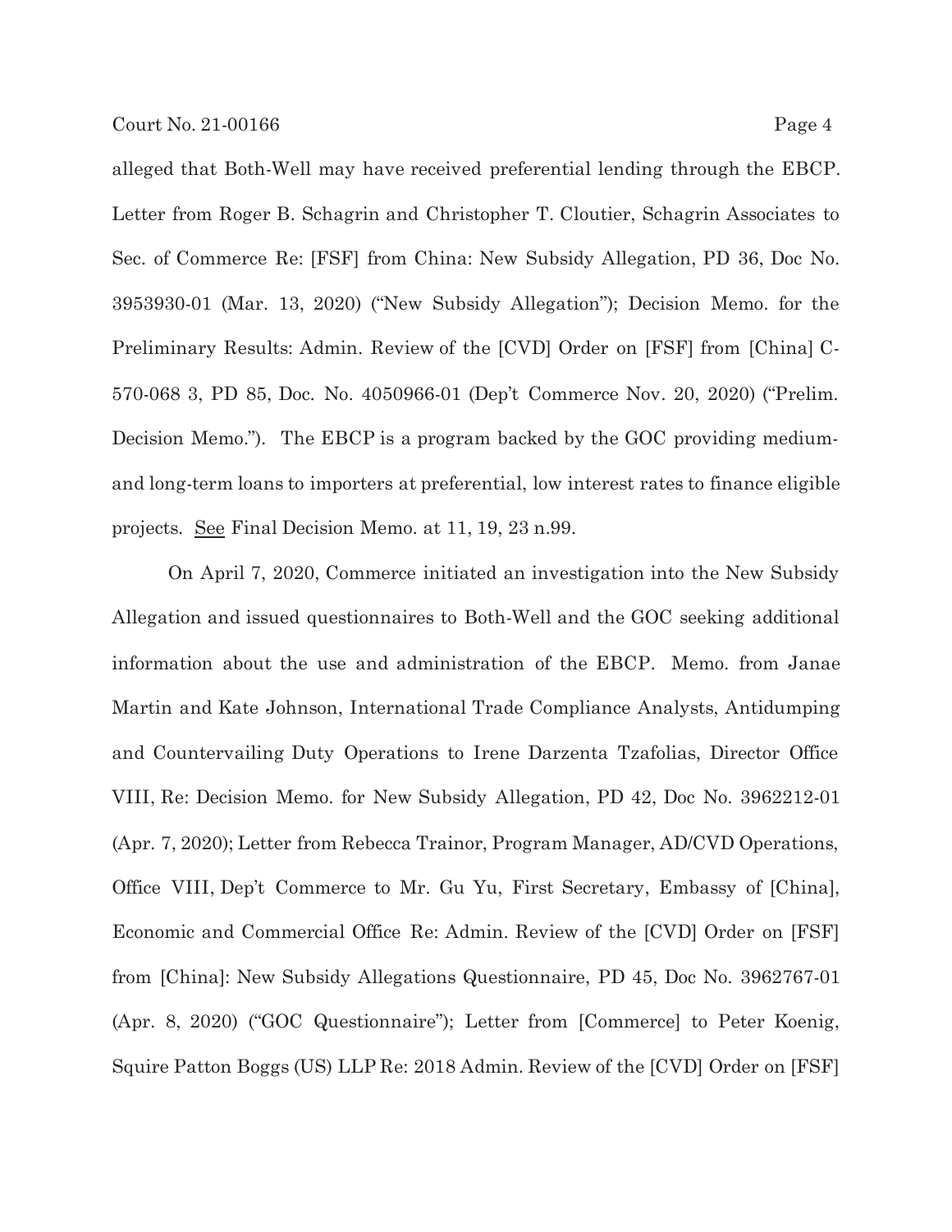alleged that Both-Well may have received preferential lending through the EBCP. Letter from Roger B. Schagrin and Christopher T. Cloutier, Schagrin Associates to Sec. of Commerce Re: [FSF] from China: New Subsidy Allegation, PD 36, Doc No. 3953930-01 (Mar. 13, 2020) ("New Subsidy Allegation"); Decision Memo. for the Preliminary Results: Admin. Review of the [CVD] Order on [FSF] from [China] C-570-068 3, PD 85, Doc. No. 4050966-01 (Dep't Commerce Nov. 20, 2020) ("Prelim. Decision Memo."). The EBCP is a program backed by the GOC providing medium- and long-term loans to importers at preferential, low interest rates to finance eligible projects. See Final Decision Memo. at 11, 19, 23 n.99.

On April 7, 2020, Commerce initiated an investigation into the New Subsidy Allegation and issued questionnaires to Both-Well and the GOC seeking additional information about the use and administration of the EBCP. Memo. from Janae Martin and Kate Johnson, International Trade Compliance Analysts, Antidumping and Countervailing Duty Operations to Irene Darzenta Tzafolias, Director Office VIII, Re: Decision Memo. for New Subsidy Allegation, PD 42, Doc No. 3962212-01 (Apr. 7, 2020); Letter from Rebecca Trainor, Program Manager, AD/CVD Operations, Office VIII, Dep't Commerce to Mr. Gu Yu, First Secretary, Embassy of [China], Economic and Commercial Office Re: Admin. Review of the [CVD] Order on [FSF] from [China]: New Subsidy Allegations Questionnaire, PD 45, Doc No. 3962767-01 (Apr. 8, 2020) ("GOC Questionnaire"); Letter from [Commerce] to Peter Koenig, Squire Patton Boggs (US) LLP Re: 2018 Admin. Review of the [CVD] Order on [FSF]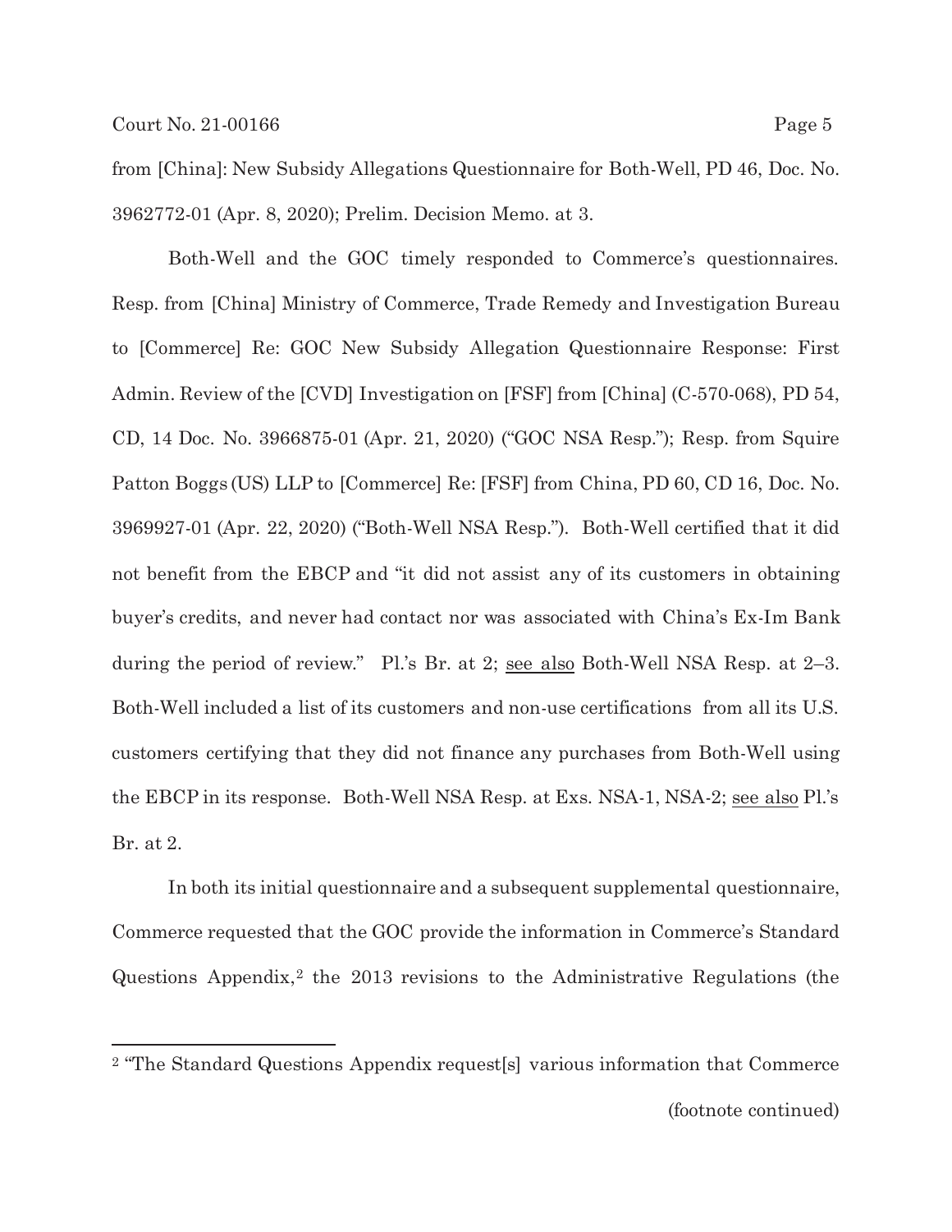from [China]: New Subsidy Allegations Questionnaire for Both-Well, PD 46, Doc. No. 3962772-01 (Apr. 8, 2020); Prelim. Decision Memo. at 3.

Both-Well and the GOC timely responded to Commerce's questionnaires. Resp. from [China] Ministry of Commerce, Trade Remedy and Investigation Bureau to [Commerce] Re: GOC New Subsidy Allegation Questionnaire Response: First Admin. Review of the [CVD] Investigation on [FSF] from [China] (C-570-068), PD 54, CD, 14 Doc. No. 3966875-01 (Apr. 21, 2020) ("GOC NSA Resp."); Resp. from Squire Patton Boggs (US) LLP to [Commerce] Re: [FSF] from China, PD 60, CD 16, Doc. No. 3969927-01 (Apr. 22, 2020) ("Both-Well NSA Resp."). Both-Well certified that it did not benefit from the EBCP and "it did not assist any of its customers in obtaining buyer's credits, and never had contact nor was associated with China's Ex-Im Bank during the period of review." Pl.'s Br. at 2; see also Both-Well NSA Resp. at 2–3. Both-Well included a list of its customers and non-use certifications from all its U.S. customers certifying that they did not finance any purchases from Both-Well using the EBCP in its response. Both-Well NSA Resp. at Exs. NSA-1, NSA-2; see also Pl.'s Br. at 2.

In both its initial questionnaire and a subsequent supplemental questionnaire, Commerce requested that the GOC provide the information in Commerce's Standard Questions Appendix,[2] the 2013 revisions to the Administrative Regulations (the

---

[2] "The Standard Questions Appendix request[s] various information that Commerce

(footnote continued)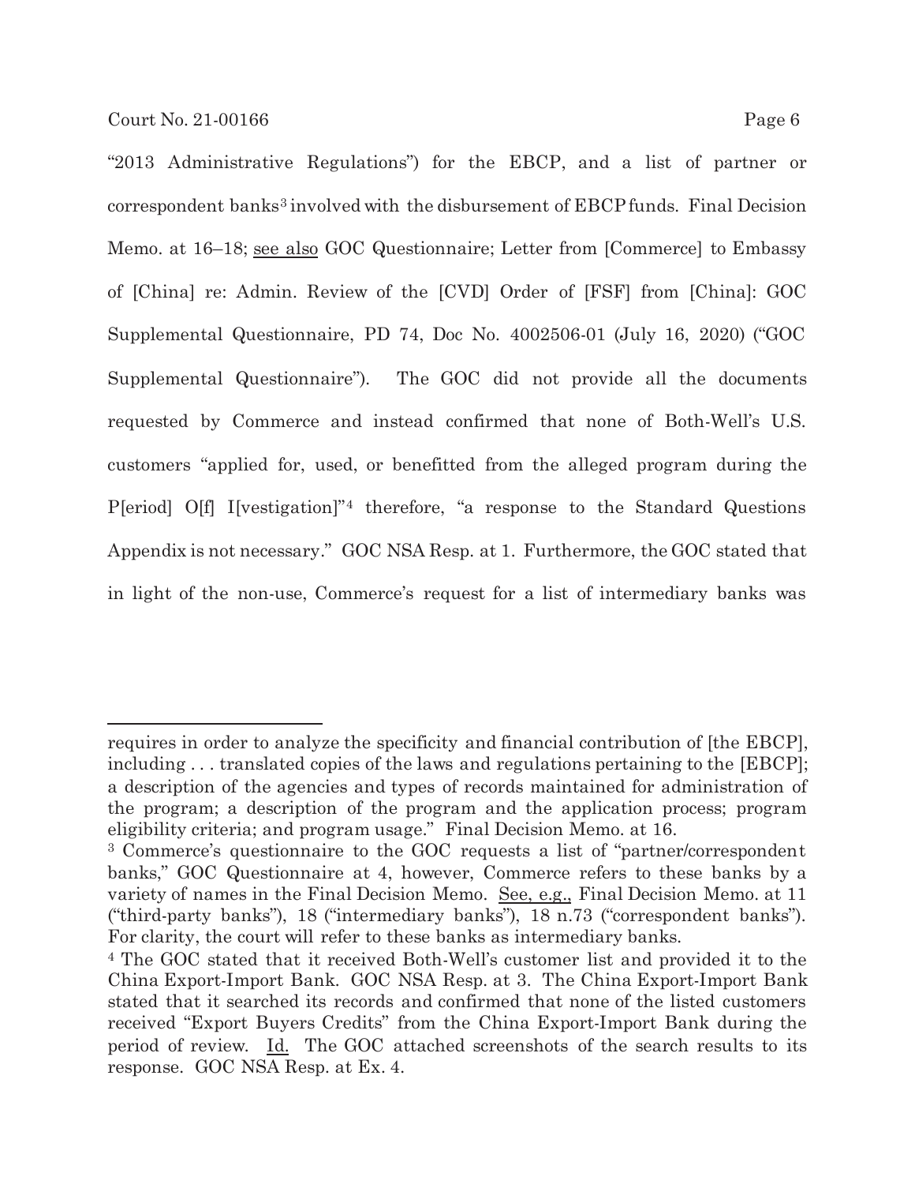"2013 Administrative Regulations") for the EBCP, and a list of partner or correspondent banks[3] involved with the disbursement of EBCP funds. Final Decision Memo. at 16–18; see also GOC Questionnaire; Letter from [Commerce] to Embassy of [China] re: Admin. Review of the [CVD] Order of [FSF] from [China]: GOC Supplemental Questionnaire, PD 74, Doc No. 4002506-01 (July 16, 2020) ("GOC Supplemental Questionnaire"). The GOC did not provide all the documents requested by Commerce and instead confirmed that none of Both-Well's U.S. customers "applied for, used, or benefitted from the alleged program during the P[eriod] O[f] I[vestigation]"[4] therefore, "a response to the Standard Questions Appendix is not necessary." GOC NSA Resp. at 1. Furthermore, the GOC stated that in light of the non-use, Commerce's request for a list of intermediary banks was

---

requires in order to analyze the specificity and financial contribution of [the EBCP], including . . . translated copies of the laws and regulations pertaining to the [EBCP]; a description of the agencies and types of records maintained for administration of the program; a description of the program and the application process; program eligibility criteria; and program usage." Final Decision Memo. at 16.

[3] Commerce's questionnaire to the GOC requests a list of "partner/correspondent banks," GOC Questionnaire at 4, however, Commerce refers to these banks by a variety of names in the Final Decision Memo. See, e.g., Final Decision Memo. at 11 ("third-party banks"), 18 ("intermediary banks"), 18 n.73 ("correspondent banks"). For clarity, the court will refer to these banks as intermediary banks.

[4] The GOC stated that it received Both-Well's customer list and provided it to the China Export-Import Bank. GOC NSA Resp. at 3. The China Export-Import Bank stated that it searched its records and confirmed that none of the listed customers received "Export Buyers Credits" from the China Export-Import Bank during the period of review. Id. The GOC attached screenshots of the search results to its response. GOC NSA Resp. at Ex. 4.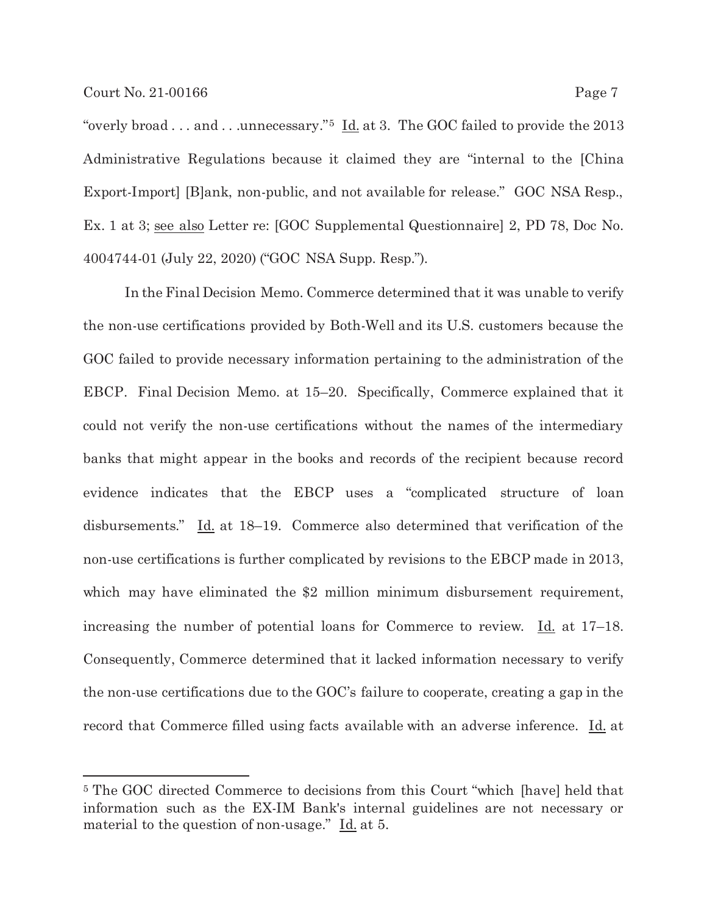"overly broad . . . and . . .unnecessary."[5] Id. at 3. The GOC failed to provide the 2013 Administrative Regulations because it claimed they are "internal to the [China Export-Import] [B]ank, non-public, and not available for release." GOC NSA Resp., Ex. 1 at 3; see also Letter re: [GOC Supplemental Questionnaire] 2, PD 78, Doc No. 4004744-01 (July 22, 2020) ("GOC NSA Supp. Resp.").

In the Final Decision Memo. Commerce determined that it was unable to verify the non-use certifications provided by Both-Well and its U.S. customers because the GOC failed to provide necessary information pertaining to the administration of the EBCP. Final Decision Memo. at 15–20. Specifically, Commerce explained that it could not verify the non-use certifications without the names of the intermediary banks that might appear in the books and records of the recipient because record evidence indicates that the EBCP uses a "complicated structure of loan disbursements." Id. at 18–19. Commerce also determined that verification of the non-use certifications is further complicated by revisions to the EBCP made in 2013, which may have eliminated the $2 million minimum disbursement requirement, increasing the number of potential loans for Commerce to review. Id. at 17–18. Consequently, Commerce determined that it lacked information necessary to verify the non-use certifications due to the GOC's failure to cooperate, creating a gap in the record that Commerce filled using facts available with an adverse inference. Id. at

[5] The GOC directed Commerce to decisions from this Court "which [have] held that information such as the EX-IM Bank's internal guidelines are not necessary or material to the question of non-usage." Id. at 5.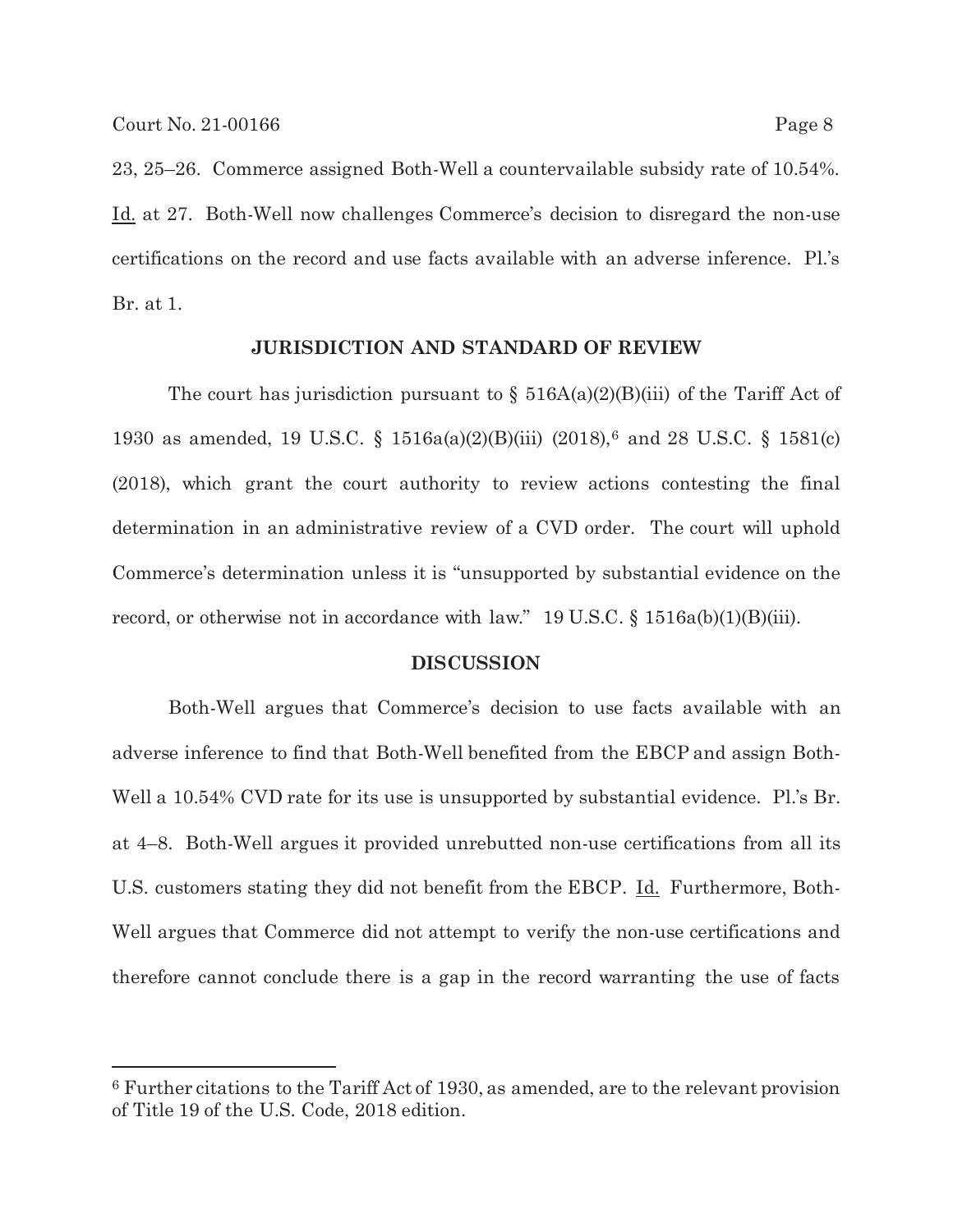23, 25–26. Commerce assigned Both-Well a countervailable subsidy rate of 10.54%. Id. at 27. Both-Well now challenges Commerce's decision to disregard the non-use certifications on the record and use facts available with an adverse inference. Pl.'s Br. at 1.

## JURISDICTION AND STANDARD OF REVIEW

The court has jurisdiction pursuant to § 516A(a)(2)(B)(iii) of the Tariff Act of 1930 as amended, 19 U.S.C. § 1516a(a)(2)(B)(iii) (2018),[6] and 28 U.S.C. § 1581(c) (2018), which grant the court authority to review actions contesting the final determination in an administrative review of a CVD order. The court will uphold Commerce's determination unless it is "unsupported by substantial evidence on the record, or otherwise not in accordance with law." 19 U.S.C. § 1516a(b)(1)(B)(iii).

## DISCUSSION

Both-Well argues that Commerce's decision to use facts available with an adverse inference to find that Both-Well benefited from the EBCP and assign Both-Well a 10.54% CVD rate for its use is unsupported by substantial evidence. Pl.'s Br. at 4–8. Both-Well argues it provided unrebutted non-use certifications from all its U.S. customers stating they did not benefit from the EBCP. Id. Furthermore, Both-Well argues that Commerce did not attempt to verify the non-use certifications and therefore cannot conclude there is a gap in the record warranting the use of facts

---

[6] Further citations to the Tariff Act of 1930, as amended, are to the relevant provision of Title 19 of the U.S. Code, 2018 edition.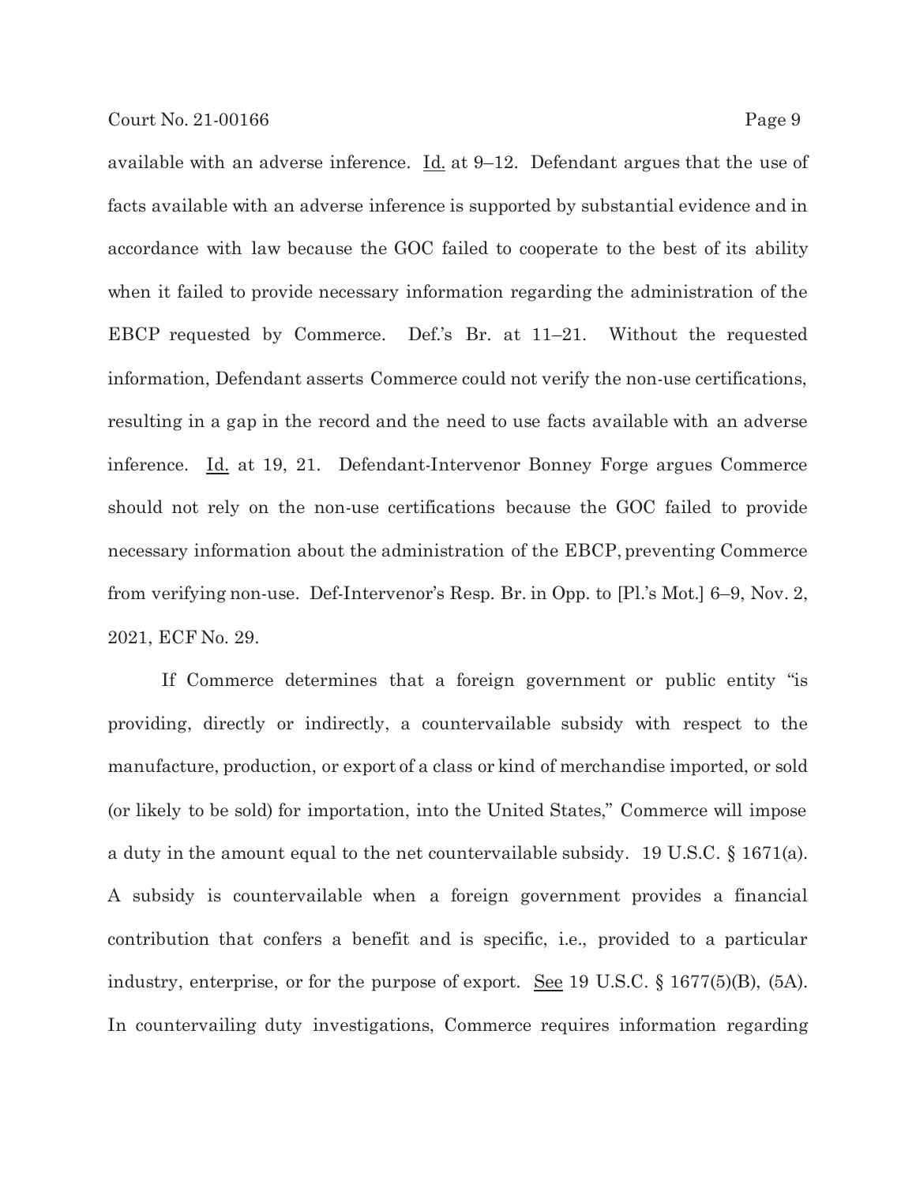available with an adverse inference. Id. at 9–12. Defendant argues that the use of facts available with an adverse inference is supported by substantial evidence and in accordance with law because the GOC failed to cooperate to the best of its ability when it failed to provide necessary information regarding the administration of the EBCP requested by Commerce. Def.'s Br. at 11–21. Without the requested information, Defendant asserts Commerce could not verify the non-use certifications, resulting in a gap in the record and the need to use facts available with an adverse inference. Id. at 19, 21. Defendant-Intervenor Bonney Forge argues Commerce should not rely on the non-use certifications because the GOC failed to provide necessary information about the administration of the EBCP, preventing Commerce from verifying non-use. Def-Intervenor's Resp. Br. in Opp. to [Pl.'s Mot.] 6–9, Nov. 2, 2021, ECF No. 29.

If Commerce determines that a foreign government or public entity "is providing, directly or indirectly, a countervailable subsidy with respect to the manufacture, production, or export of a class or kind of merchandise imported, or sold (or likely to be sold) for importation, into the United States," Commerce will impose a duty in the amount equal to the net countervailable subsidy. 19 U.S.C. § 1671(a). A subsidy is countervailable when a foreign government provides a financial contribution that confers a benefit and is specific, i.e., provided to a particular industry, enterprise, or for the purpose of export. See 19 U.S.C. § 1677(5)(B), (5A). In countervailing duty investigations, Commerce requires information regarding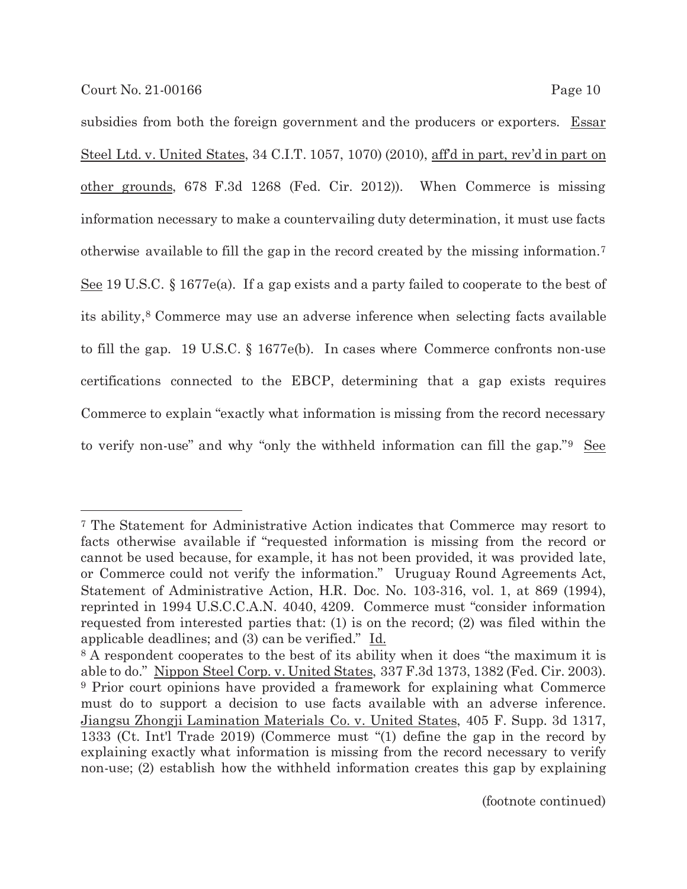subsidies from both the foreign government and the producers or exporters. Essar Steel Ltd. v. United States, 34 C.I.T. 1057, 1070) (2010), aff'd in part, rev'd in part on other grounds, 678 F.3d 1268 (Fed. Cir. 2012)). When Commerce is missing information necessary to make a countervailing duty determination, it must use facts otherwise available to fill the gap in the record created by the missing information.[7] See 19 U.S.C. § 1677e(a). If a gap exists and a party failed to cooperate to the best of its ability,[8] Commerce may use an adverse inference when selecting facts available to fill the gap. 19 U.S.C. § 1677e(b). In cases where Commerce confronts non-use certifications connected to the EBCP, determining that a gap exists requires Commerce to explain "exactly what information is missing from the record necessary to verify non-use" and why "only the withheld information can fill the gap."[9] See

---

[7] The Statement for Administrative Action indicates that Commerce may resort to facts otherwise available if "requested information is missing from the record or cannot be used because, for example, it has not been provided, it was provided late, or Commerce could not verify the information." Uruguay Round Agreements Act, Statement of Administrative Action, H.R. Doc. No. 103-316, vol. 1, at 869 (1994), reprinted in 1994 U.S.C.C.A.N. 4040, 4209. Commerce must "consider information requested from interested parties that: (1) is on the record; (2) was filed within the applicable deadlines; and (3) can be verified." Id.

[8] A respondent cooperates to the best of its ability when it does "the maximum it is able to do." Nippon Steel Corp. v. United States, 337 F.3d 1373, 1382 (Fed. Cir. 2003).

[9] Prior court opinions have provided a framework for explaining what Commerce must do to support a decision to use facts available with an adverse inference. Jiangsu Zhongji Lamination Materials Co. v. United States, 405 F. Supp. 3d 1317, 1333 (Ct. Int'l Trade 2019) (Commerce must "(1) define the gap in the record by explaining exactly what information is missing from the record necessary to verify non-use; (2) establish how the withheld information creates this gap by explaining

(footnote continued)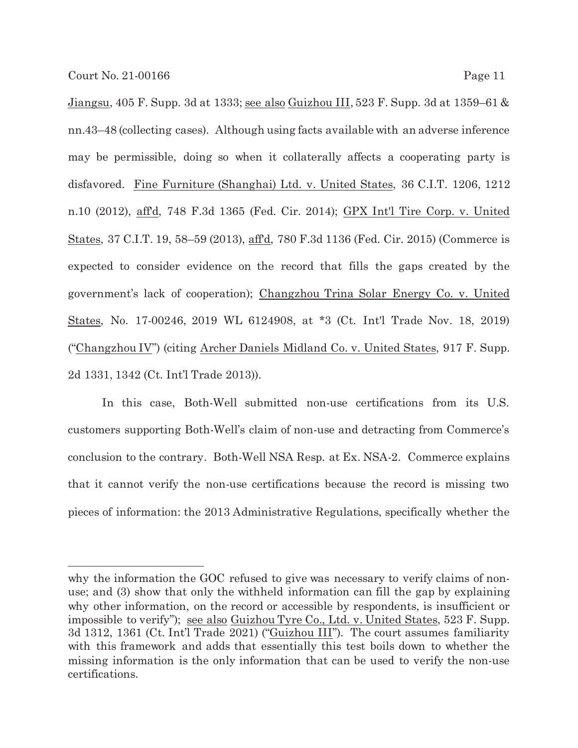Jiangsu, 405 F. Supp. 3d at 1333; see also Guizhou III, 523 F. Supp. 3d at 1359–61 & nn.43–48 (collecting cases). Although using facts available with an adverse inference may be permissible, doing so when it collaterally affects a cooperating party is disfavored. Fine Furniture (Shanghai) Ltd. v. United States, 36 C.I.T. 1206, 1212 n.10 (2012), aff'd, 748 F.3d 1365 (Fed. Cir. 2014); GPX Int'l Tire Corp. v. United States, 37 C.I.T. 19, 58–59 (2013), aff'd, 780 F.3d 1136 (Fed. Cir. 2015) (Commerce is expected to consider evidence on the record that fills the gaps created by the government's lack of cooperation); Changzhou Trina Solar Energy Co. v. United States, No. 17-00246, 2019 WL 6124908, at *3 (Ct. Int'l Trade Nov. 18, 2019) ("Changzhou IV") (citing Archer Daniels Midland Co. v. United States, 917 F. Supp. 2d 1331, 1342 (Ct. Int'l Trade 2013)).

In this case, Both-Well submitted non-use certifications from its U.S. customers supporting Both-Well's claim of non-use and detracting from Commerce's conclusion to the contrary. Both-Well NSA Resp. at Ex. NSA-2. Commerce explains that it cannot verify the non-use certifications because the record is missing two pieces of information: the 2013 Administrative Regulations, specifically whether the

---

why the information the GOC refused to give was necessary to verify claims of non-use; and (3) show that only the withheld information can fill the gap by explaining why other information, on the record or accessible by respondents, is insufficient or impossible to verify"); see also Guizhou Tyre Co., Ltd. v. United States, 523 F. Supp. 3d 1312, 1361 (Ct. Int'l Trade 2021) ("Guizhou III"). The court assumes familiarity with this framework and adds that essentially this test boils down to whether the missing information is the only information that can be used to verify the non-use certifications.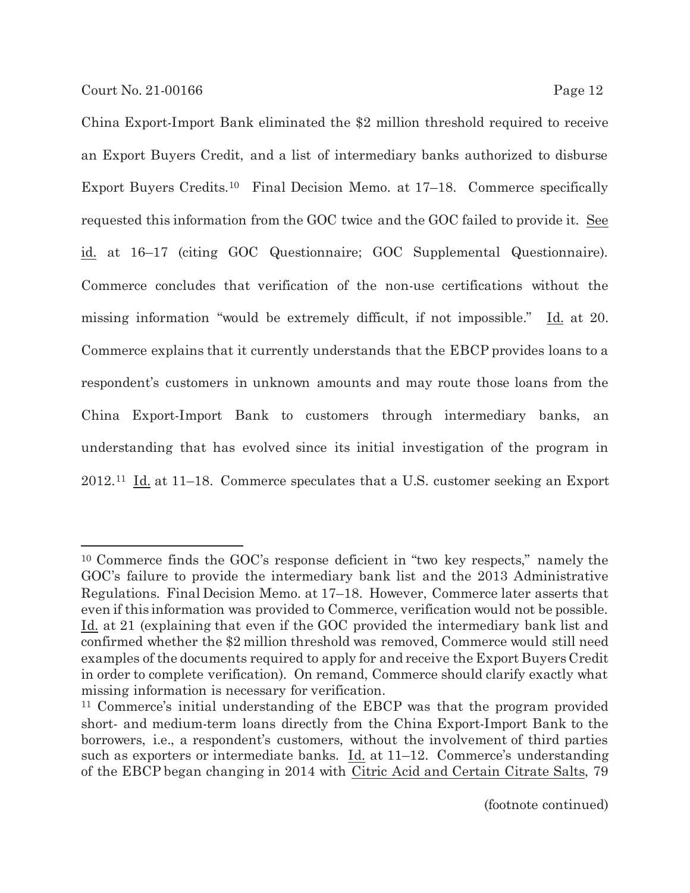China Export-Import Bank eliminated the $2 million threshold required to receive an Export Buyers Credit, and a list of intermediary banks authorized to disburse Export Buyers Credits.[10] Final Decision Memo. at 17–18. Commerce specifically requested this information from the GOC twice and the GOC failed to provide it. See id. at 16–17 (citing GOC Questionnaire; GOC Supplemental Questionnaire). Commerce concludes that verification of the non-use certifications without the missing information "would be extremely difficult, if not impossible." Id. at 20. Commerce explains that it currently understands that the EBCP provides loans to a respondent's customers in unknown amounts and may route those loans from the China Export-Import Bank to customers through intermediary banks, an understanding that has evolved since its initial investigation of the program in 2012.[11] Id. at 11–18. Commerce speculates that a U.S. customer seeking an Export

---

[10] Commerce finds the GOC's response deficient in "two key respects," namely the GOC's failure to provide the intermediary bank list and the 2013 Administrative Regulations. Final Decision Memo. at 17–18. However, Commerce later asserts that even if this information was provided to Commerce, verification would not be possible. Id. at 21 (explaining that even if the GOC provided the intermediary bank list and confirmed whether the $2 million threshold was removed, Commerce would still need examples of the documents required to apply for and receive the Export Buyers Credit in order to complete verification). On remand, Commerce should clarify exactly what missing information is necessary for verification.

[11] Commerce's initial understanding of the EBCP was that the program provided short- and medium-term loans directly from the China Export-Import Bank to the borrowers, i.e., a respondent's customers, without the involvement of third parties such as exporters or intermediate banks. Id. at 11–12. Commerce's understanding of the EBCP began changing in 2014 with Citric Acid and Certain Citrate Salts, 79

(footnote continued)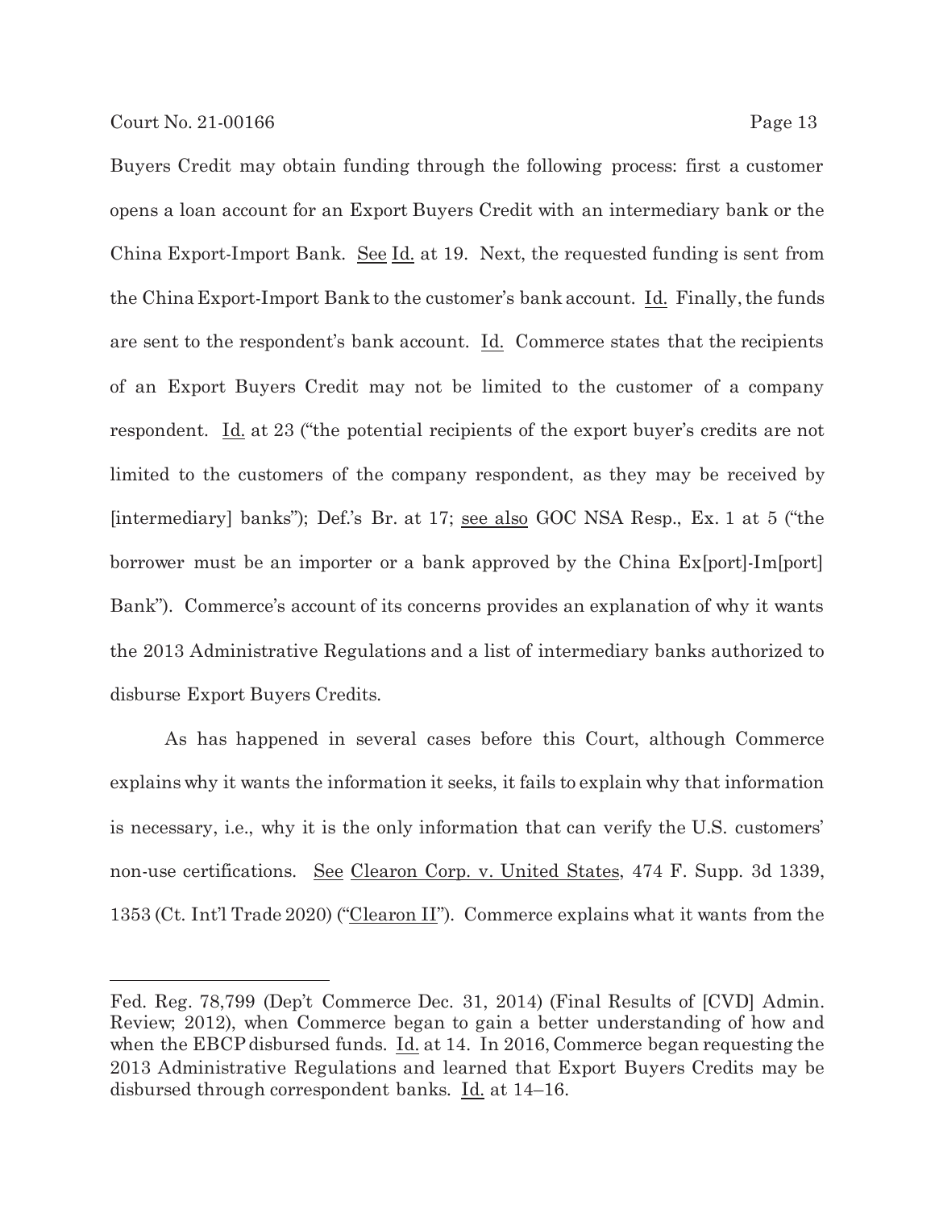Buyers Credit may obtain funding through the following process: first a customer opens a loan account for an Export Buyers Credit with an intermediary bank or the China Export-Import Bank. See Id. at 19. Next, the requested funding is sent from the China Export-Import Bank to the customer's bank account. Id. Finally, the funds are sent to the respondent's bank account. Id. Commerce states that the recipients of an Export Buyers Credit may not be limited to the customer of a company respondent. Id. at 23 ("the potential recipients of the export buyer's credits are not limited to the customers of the company respondent, as they may be received by [intermediary] banks"); Def.'s Br. at 17; see also GOC NSA Resp., Ex. 1 at 5 ("the borrower must be an importer or a bank approved by the China Ex[port]-Im[port] Bank"). Commerce's account of its concerns provides an explanation of why it wants the 2013 Administrative Regulations and a list of intermediary banks authorized to disburse Export Buyers Credits.

As has happened in several cases before this Court, although Commerce explains why it wants the information it seeks, it fails to explain why that information is necessary, i.e., why it is the only information that can verify the U.S. customers' non-use certifications. See Clearon Corp. v. United States, 474 F. Supp. 3d 1339, 1353 (Ct. Int'l Trade 2020) ("Clearon II"). Commerce explains what it wants from the

---

Fed. Reg. 78,799 (Dep't Commerce Dec. 31, 2014) (Final Results of [CVD] Admin. Review; 2012), when Commerce began to gain a better understanding of how and when the EBCP disbursed funds. Id. at 14. In 2016, Commerce began requesting the 2013 Administrative Regulations and learned that Export Buyers Credits may be disbursed through correspondent banks. Id. at 14–16.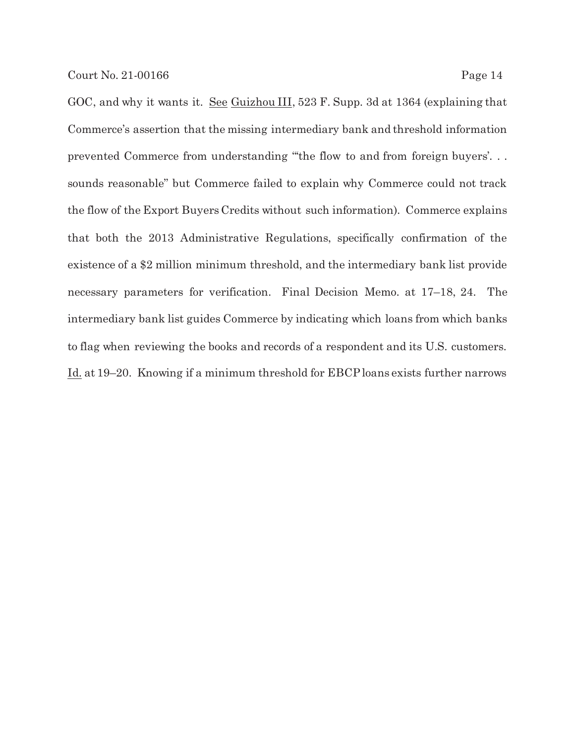GOC, and why it wants it. See Guizhou III, 523 F. Supp. 3d at 1364 (explaining that Commerce's assertion that the missing intermediary bank and threshold information prevented Commerce from understanding "'the flow to and from foreign buyers'. . . sounds reasonable" but Commerce failed to explain why Commerce could not track the flow of the Export Buyers Credits without such information). Commerce explains that both the 2013 Administrative Regulations, specifically confirmation of the existence of a $2 million minimum threshold, and the intermediary bank list provide necessary parameters for verification. Final Decision Memo. at 17–18, 24. The intermediary bank list guides Commerce by indicating which loans from which banks to flag when reviewing the books and records of a respondent and its U.S. customers. Id. at 19–20. Knowing if a minimum threshold for EBCP loans exists further narrows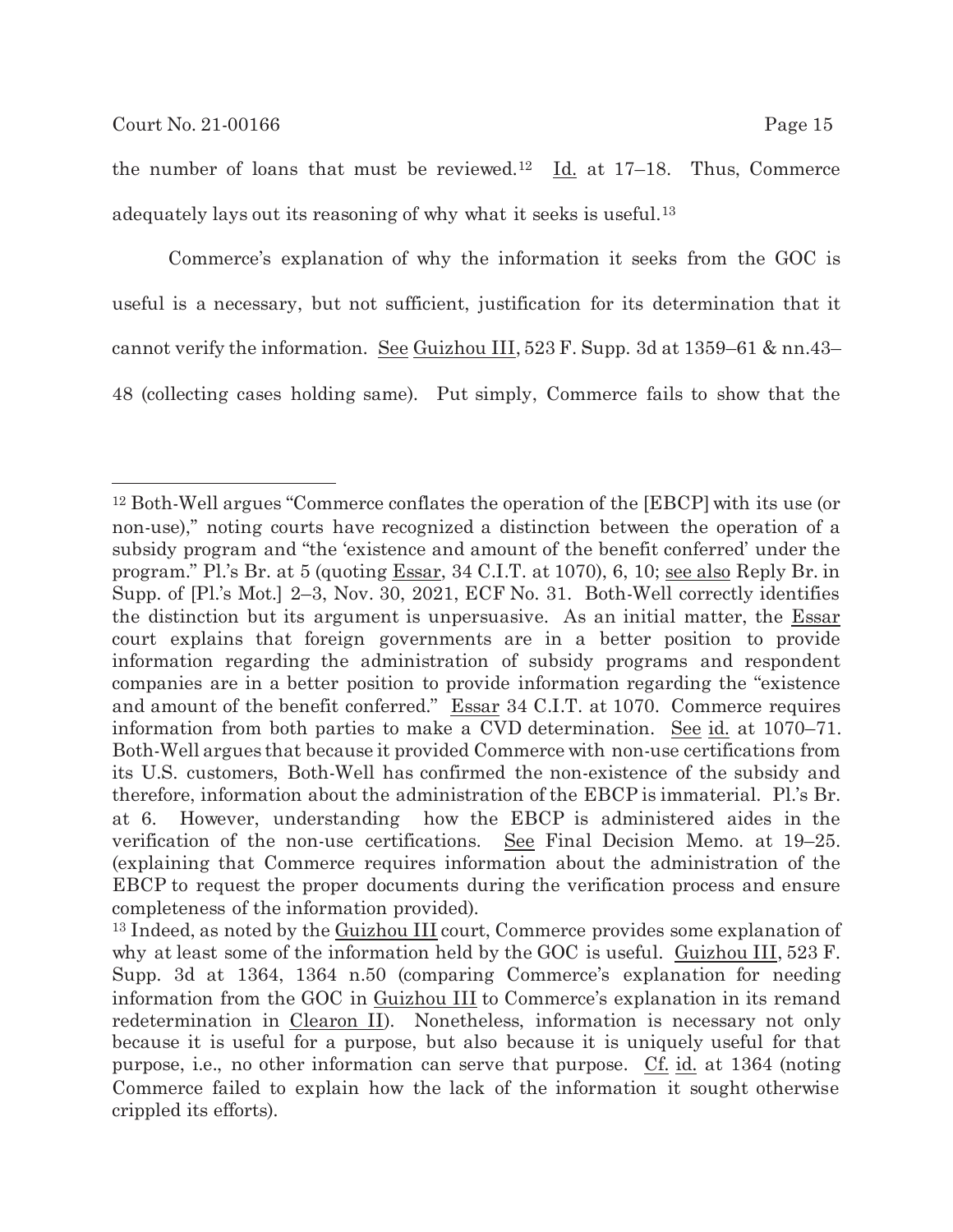the number of loans that must be reviewed.[12] Id. at 17–18. Thus, Commerce adequately lays out its reasoning of why what it seeks is useful.[13]

Commerce's explanation of why the information it seeks from the GOC is useful is a necessary, but not sufficient, justification for its determination that it cannot verify the information. See Guizhou III, 523 F. Supp. 3d at 1359–61 & nn.43–48 (collecting cases holding same). Put simply, Commerce fails to show that the

---

[12] Both-Well argues "Commerce conflates the operation of the [EBCP] with its use (or non-use)," noting courts have recognized a distinction between the operation of a subsidy program and "the 'existence and amount of the benefit conferred' under the program." Pl.'s Br. at 5 (quoting Essar, 34 C.I.T. at 1070), 6, 10; see also Reply Br. in Supp. of [Pl.'s Mot.] 2–3, Nov. 30, 2021, ECF No. 31. Both-Well correctly identifies the distinction but its argument is unpersuasive. As an initial matter, the Essar court explains that foreign governments are in a better position to provide information regarding the administration of subsidy programs and respondent companies are in a better position to provide information regarding the "existence and amount of the benefit conferred." Essar 34 C.I.T. at 1070. Commerce requires information from both parties to make a CVD determination. See id. at 1070–71. Both-Well argues that because it provided Commerce with non-use certifications from its U.S. customers, Both-Well has confirmed the non-existence of the subsidy and therefore, information about the administration of the EBCP is immaterial. Pl.'s Br. at 6. However, understanding how the EBCP is administered aides in the verification of the non-use certifications. See Final Decision Memo. at 19–25. (explaining that Commerce requires information about the administration of the EBCP to request the proper documents during the verification process and ensure completeness of the information provided).

[13] Indeed, as noted by the Guizhou III court, Commerce provides some explanation of why at least some of the information held by the GOC is useful. Guizhou III, 523 F. Supp. 3d at 1364, 1364 n.50 (comparing Commerce's explanation for needing information from the GOC in Guizhou III to Commerce's explanation in its remand redetermination in Clearon II). Nonetheless, information is necessary not only because it is useful for a purpose, but also because it is uniquely useful for that purpose, i.e., no other information can serve that purpose. Cf. id. at 1364 (noting Commerce failed to explain how the lack of the information it sought otherwise crippled its efforts).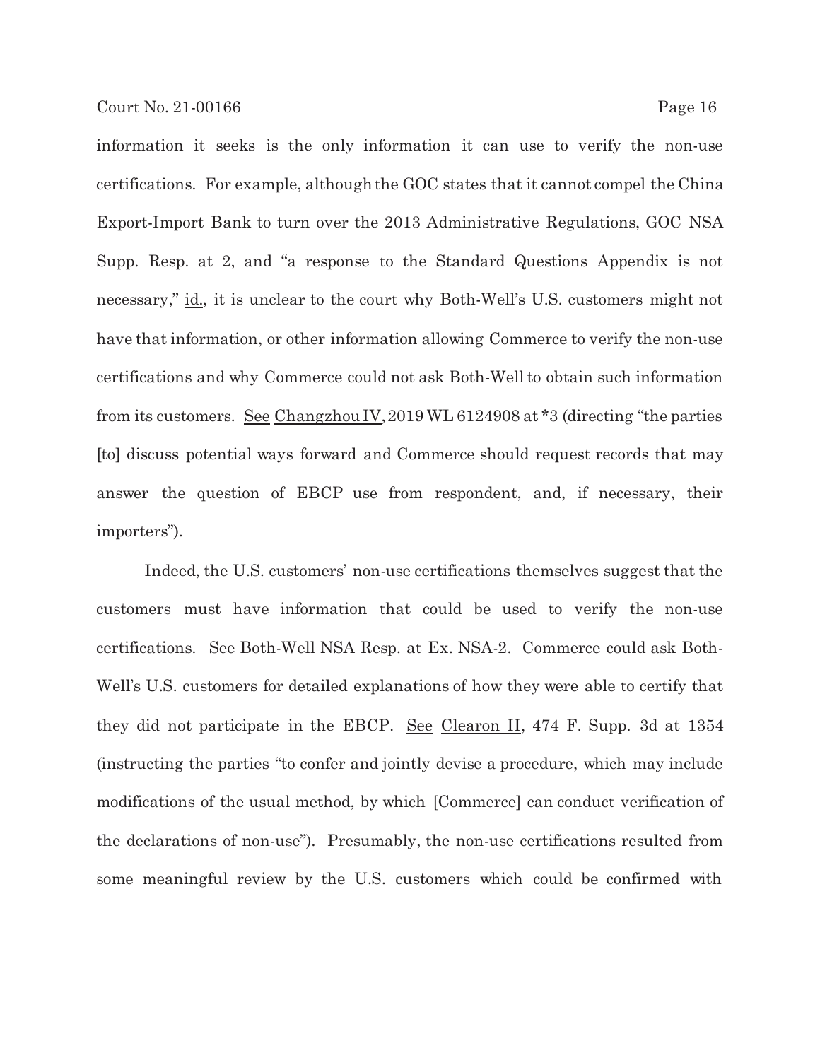information it seeks is the only information it can use to verify the non-use certifications. For example, although the GOC states that it cannot compel the China Export-Import Bank to turn over the 2013 Administrative Regulations, GOC NSA Supp. Resp. at 2, and "a response to the Standard Questions Appendix is not necessary," id., it is unclear to the court why Both-Well's U.S. customers might not have that information, or other information allowing Commerce to verify the non-use certifications and why Commerce could not ask Both-Well to obtain such information from its customers. See Changzhou IV, 2019 WL 6124908 at *3 (directing "the parties [to] discuss potential ways forward and Commerce should request records that may answer the question of EBCP use from respondent, and, if necessary, their importers").

Indeed, the U.S. customers' non-use certifications themselves suggest that the customers must have information that could be used to verify the non-use certifications. See Both-Well NSA Resp. at Ex. NSA-2. Commerce could ask Both-Well's U.S. customers for detailed explanations of how they were able to certify that they did not participate in the EBCP. See Clearon II, 474 F. Supp. 3d at 1354 (instructing the parties "to confer and jointly devise a procedure, which may include modifications of the usual method, by which [Commerce] can conduct verification of the declarations of non-use"). Presumably, the non-use certifications resulted from some meaningful review by the U.S. customers which could be confirmed with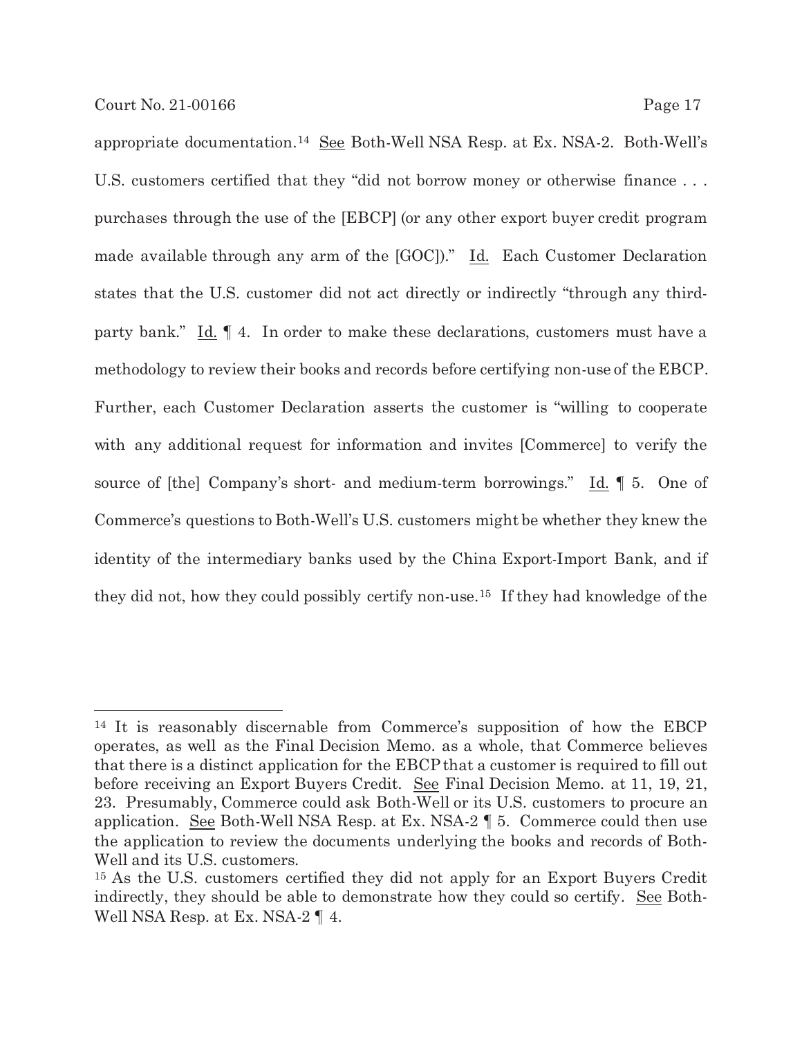appropriate documentation.[14] See Both-Well NSA Resp. at Ex. NSA-2. Both-Well's U.S. customers certified that they "did not borrow money or otherwise finance . . . purchases through the use of the [EBCP] (or any other export buyer credit program made available through any arm of the [GOC])." Id. Each Customer Declaration states that the U.S. customer did not act directly or indirectly "through any third-party bank." Id. ¶ 4. In order to make these declarations, customers must have a methodology to review their books and records before certifying non-use of the EBCP. Further, each Customer Declaration asserts the customer is "willing to cooperate with any additional request for information and invites [Commerce] to verify the source of [the] Company's short- and medium-term borrowings." Id. ¶ 5. One of Commerce's questions to Both-Well's U.S. customers might be whether they knew the identity of the intermediary banks used by the China Export-Import Bank, and if they did not, how they could possibly certify non-use.[15] If they had knowledge of the

---

[14] It is reasonably discernable from Commerce's supposition of how the EBCP operates, as well as the Final Decision Memo. as a whole, that Commerce believes that there is a distinct application for the EBCP that a customer is required to fill out before receiving an Export Buyers Credit. See Final Decision Memo. at 11, 19, 21, 23. Presumably, Commerce could ask Both-Well or its U.S. customers to procure an application. See Both-Well NSA Resp. at Ex. NSA-2 ¶ 5. Commerce could then use the application to review the documents underlying the books and records of Both-Well and its U.S. customers.

[15] As the U.S. customers certified they did not apply for an Export Buyers Credit indirectly, they should be able to demonstrate how they could so certify. See Both-Well NSA Resp. at Ex. NSA-2 ¶ 4.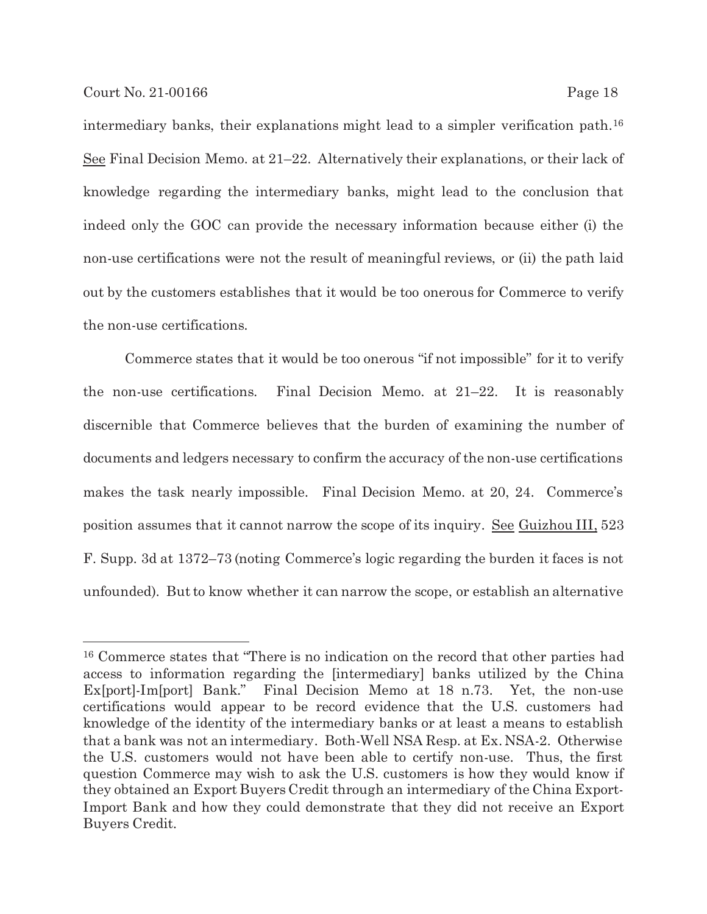intermediary banks, their explanations might lead to a simpler verification path.[16] See Final Decision Memo. at 21–22. Alternatively their explanations, or their lack of knowledge regarding the intermediary banks, might lead to the conclusion that indeed only the GOC can provide the necessary information because either (i) the non-use certifications were not the result of meaningful reviews, or (ii) the path laid out by the customers establishes that it would be too onerous for Commerce to verify the non-use certifications.

Commerce states that it would be too onerous "if not impossible" for it to verify the non-use certifications. Final Decision Memo. at 21–22. It is reasonably discernible that Commerce believes that the burden of examining the number of documents and ledgers necessary to confirm the accuracy of the non-use certifications makes the task nearly impossible. Final Decision Memo. at 20, 24. Commerce's position assumes that it cannot narrow the scope of its inquiry. See Guizhou III, 523 F. Supp. 3d at 1372–73 (noting Commerce's logic regarding the burden it faces is not unfounded). But to know whether it can narrow the scope, or establish an alternative

---

[16] Commerce states that "There is no indication on the record that other parties had access to information regarding the [intermediary] banks utilized by the China Ex[port]-Im[port] Bank." Final Decision Memo at 18 n.73. Yet, the non-use certifications would appear to be record evidence that the U.S. customers had knowledge of the identity of the intermediary banks or at least a means to establish that a bank was not an intermediary. Both-Well NSA Resp. at Ex. NSA-2. Otherwise the U.S. customers would not have been able to certify non-use. Thus, the first question Commerce may wish to ask the U.S. customers is how they would know if they obtained an Export Buyers Credit through an intermediary of the China Export-Import Bank and how they could demonstrate that they did not receive an Export Buyers Credit.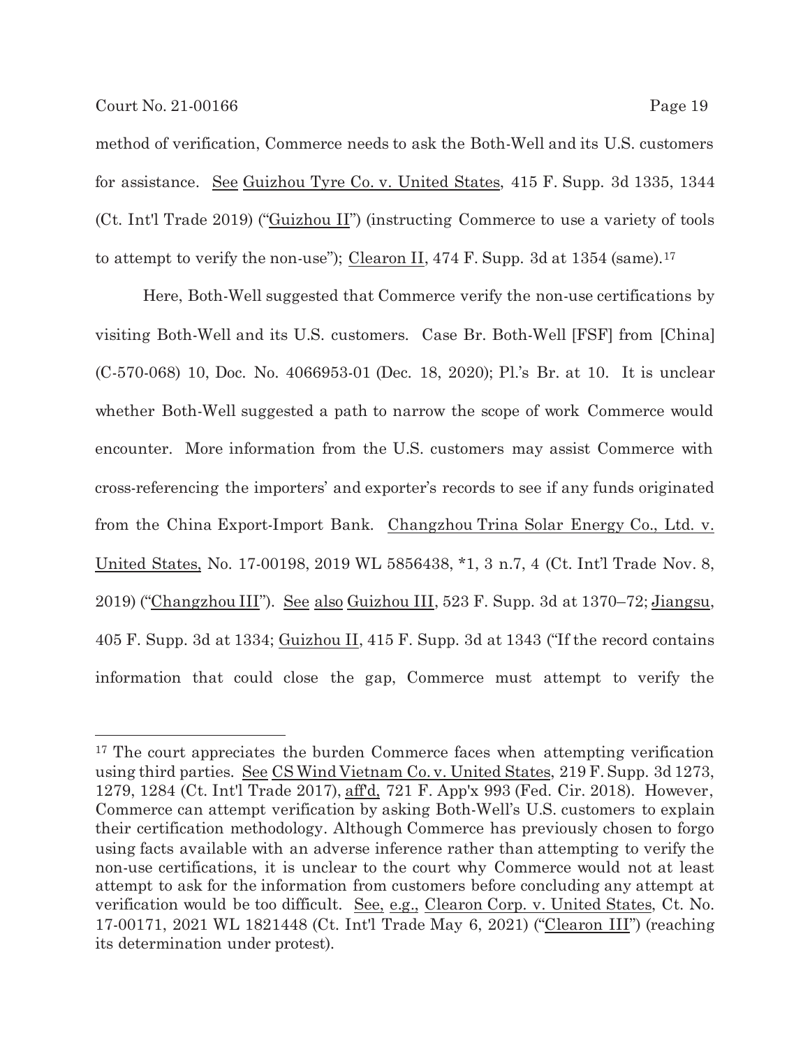method of verification, Commerce needs to ask the Both-Well and its U.S. customers for assistance. See Guizhou Tyre Co. v. United States, 415 F. Supp. 3d 1335, 1344 (Ct. Int'l Trade 2019) ("Guizhou II") (instructing Commerce to use a variety of tools to attempt to verify the non-use"); Clearon II, 474 F. Supp. 3d at 1354 (same).[17]

Here, Both-Well suggested that Commerce verify the non-use certifications by visiting Both-Well and its U.S. customers. Case Br. Both-Well [FSF] from [China] (C-570-068) 10, Doc. No. 4066953-01 (Dec. 18, 2020); Pl.'s Br. at 10. It is unclear whether Both-Well suggested a path to narrow the scope of work Commerce would encounter. More information from the U.S. customers may assist Commerce with cross-referencing the importers' and exporter's records to see if any funds originated from the China Export-Import Bank. Changzhou Trina Solar Energy Co., Ltd. v. United States, No. 17-00198, 2019 WL 5856438, *1, 3 n.7, 4 (Ct. Int'l Trade Nov. 8, 2019) ("Changzhou III"). See also Guizhou III, 523 F. Supp. 3d at 1370–72; Jiangsu, 405 F. Supp. 3d at 1334; Guizhou II, 415 F. Supp. 3d at 1343 ("If the record contains information that could close the gap, Commerce must attempt to verify the

---

[17] The court appreciates the burden Commerce faces when attempting verification using third parties. See CS Wind Vietnam Co. v. United States, 219 F. Supp. 3d 1273, 1279, 1284 (Ct. Int'l Trade 2017), aff'd, 721 F. App'x 993 (Fed. Cir. 2018). However, Commerce can attempt verification by asking Both-Well's U.S. customers to explain their certification methodology. Although Commerce has previously chosen to forgo using facts available with an adverse inference rather than attempting to verify the non-use certifications, it is unclear to the court why Commerce would not at least attempt to ask for the information from customers before concluding any attempt at verification would be too difficult. See, e.g., Clearon Corp. v. United States, Ct. No. 17-00171, 2021 WL 1821448 (Ct. Int'l Trade May 6, 2021) ("Clearon III") (reaching its determination under protest).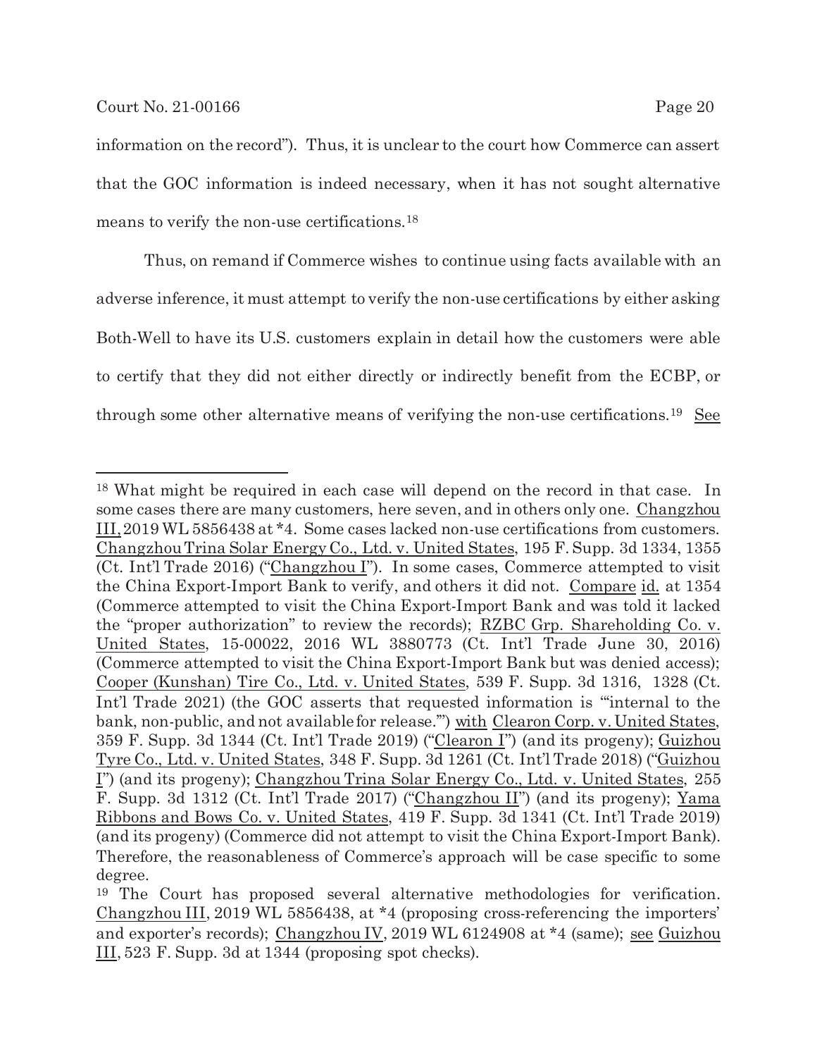information on the record"). Thus, it is unclear to the court how Commerce can assert that the GOC information is indeed necessary, when it has not sought alternative means to verify the non-use certifications.[18]

Thus, on remand if Commerce wishes to continue using facts available with an adverse inference, it must attempt to verify the non-use certifications by either asking Both-Well to have its U.S. customers explain in detail how the customers were able to certify that they did not either directly or indirectly benefit from the ECBP, or through some other alternative means of verifying the non-use certifications.[19] See

---

[18] What might be required in each case will depend on the record in that case. In some cases there are many customers, here seven, and in others only one. Changzhou III, 2019 WL 5856438 at *4. Some cases lacked non-use certifications from customers. Changzhou Trina Solar Energy Co., Ltd. v. United States, 195 F. Supp. 3d 1334, 1355 (Ct. Int'l Trade 2016) ("Changzhou I"). In some cases, Commerce attempted to visit the China Export-Import Bank to verify, and others it did not. Compare id. at 1354 (Commerce attempted to visit the China Export-Import Bank and was told it lacked the "proper authorization" to review the records); RZBC Grp. Shareholding Co. v. United States, 15-00022, 2016 WL 3880773 (Ct. Int'l Trade June 30, 2016) (Commerce attempted to visit the China Export-Import Bank but was denied access); Cooper (Kunshan) Tire Co., Ltd. v. United States, 539 F. Supp. 3d 1316, 1328 (Ct. Int'l Trade 2021) (the GOC asserts that requested information is "'internal to the bank, non-public, and not available for release.'") with Clearon Corp. v. United States, 359 F. Supp. 3d 1344 (Ct. Int'l Trade 2019) ("Clearon I") (and its progeny); Guizhou Tyre Co., Ltd. v. United States, 348 F. Supp. 3d 1261 (Ct. Int'l Trade 2018) ("Guizhou I") (and its progeny); Changzhou Trina Solar Energy Co., Ltd. v. United States, 255 F. Supp. 3d 1312 (Ct. Int'l Trade 2017) ("Changzhou II") (and its progeny); Yama Ribbons and Bows Co. v. United States, 419 F. Supp. 3d 1341 (Ct. Int'l Trade 2019) (and its progeny) (Commerce did not attempt to visit the China Export-Import Bank). Therefore, the reasonableness of Commerce's approach will be case specific to some degree.

[19] The Court has proposed several alternative methodologies for verification. Changzhou III, 2019 WL 5856438, at *4 (proposing cross-referencing the importers' and exporter's records); Changzhou IV, 2019 WL 6124908 at *4 (same); see Guizhou III, 523 F. Supp. 3d at 1344 (proposing spot checks).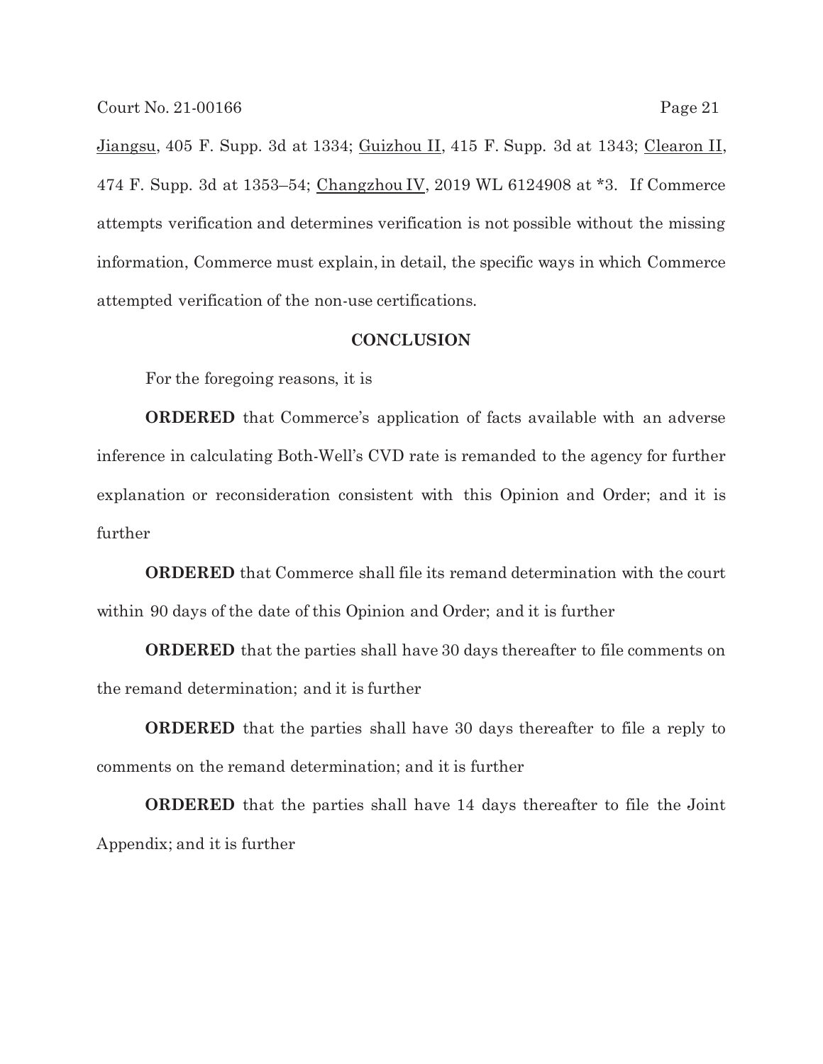Jiangsu, 405 F. Supp. 3d at 1334; Guizhou II, 415 F. Supp. 3d at 1343; Clearon II, 474 F. Supp. 3d at 1353–54; Changzhou IV, 2019 WL 6124908 at *3. If Commerce attempts verification and determines verification is not possible without the missing information, Commerce must explain, in detail, the specific ways in which Commerce attempted verification of the non-use certifications.

## CONCLUSION

For the foregoing reasons, it is

**ORDERED** that Commerce's application of facts available with an adverse inference in calculating Both-Well's CVD rate is remanded to the agency for further explanation or reconsideration consistent with this Opinion and Order; and it is further

**ORDERED** that Commerce shall file its remand determination with the court within 90 days of the date of this Opinion and Order; and it is further

**ORDERED** that the parties shall have 30 days thereafter to file comments on the remand determination; and it is further

**ORDERED** that the parties shall have 30 days thereafter to file a reply to comments on the remand determination; and it is further

**ORDERED** that the parties shall have 14 days thereafter to file the Joint Appendix; and it is further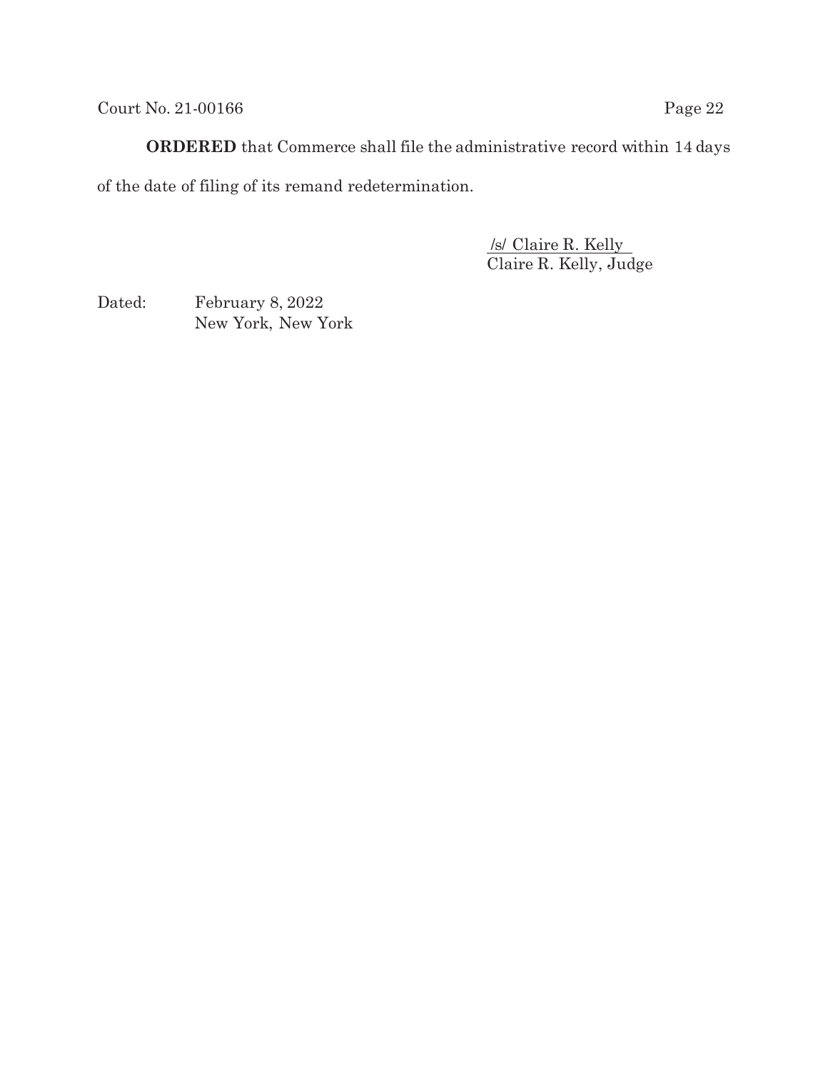**ORDERED** that Commerce shall file the administrative record within 14 days of the date of filing of its remand redetermination.

/s/ Claire R. Kelly  
Claire R. Kelly, Judge

Dated: February 8, 2022  
New York, New York